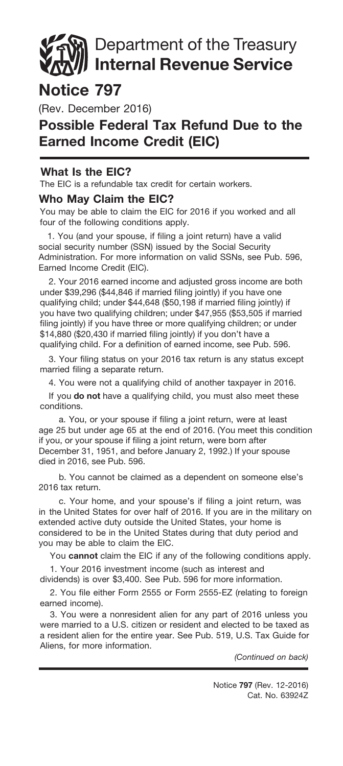# Department of the Treasury **Internal Revenue Service**

# Notice 797

(Rev. December 2016)

## Possible Federal Tax Refund Due to the Earned Income Credit (EIC)

### What Is the EIC?

The EIC is a refundable tax credit for certain workers.

### Who May Claim the EIC?

You may be able to claim the EIC for 2016 if you worked and all four of the following conditions apply.

1. You (and your spouse, if filing a joint return) have a valid social security number (SSN) issued by the Social Security Administration. For more information on valid SSNs, see Pub. 596, Earned Income Credit (EIC).

2. Your 2016 earned income and adjusted gross income are both under $39,296 ($44,846 if married filing jointly) if you have one qualifying child; under $44,648 ($50,198 if married filing jointly) if you have two qualifying children; under $47,955 ($53,505 if married filing jointly) if you have three or more qualifying children; or under $14,880 ($20,430 if married filing jointly) if you don't have a qualifying child. For a definition of earned income, see Pub. 596.

3. Your filing status on your 2016 tax return is any status except married filing a separate return.

4. You were not a qualifying child of another taxpayer in 2016.

If you **do not** have a qualifying child, you must also meet these conditions.

a. You, or your spouse if filing a joint return, were at least age 25 but under age 65 at the end of 2016. (You meet this condition if you, or your spouse if filing a joint return, were born after December 31, 1951, and before January 2, 1992.) If your spouse died in 2016, see Pub. 596.

b. You cannot be claimed as a dependent on someone else's 2016 tax return.

c. Your home, and your spouse's if filing a joint return, was in the United States for over half of 2016. If you are in the military on extended active duty outside the United States, your home is considered to be in the United States during that duty period and you may be able to claim the EIC.

You **cannot** claim the EIC if any of the following conditions apply.

1. Your 2016 investment income (such as interest and dividends) is over $3,400. See Pub. 596 for more information.

2. You file either Form 2555 or Form 2555-EZ (relating to foreign earned income).

3. You were a nonresident alien for any part of 2016 unless you were married to a U.S. citizen or resident and elected to be taxed as a resident alien for the entire year. See Pub. 519, U.S. Tax Guide for Aliens, for more information.

*(Continued on back)*

Notice **797** (Rev. 12-2016)
Cat. No. 63924Z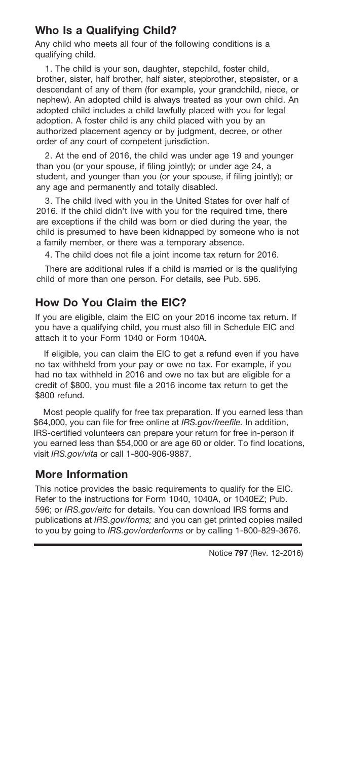## Who Is a Qualifying Child?

Any child who meets all four of the following conditions is a qualifying child.

1. The child is your son, daughter, stepchild, foster child, brother, sister, half brother, half sister, stepbrother, stepsister, or a descendant of any of them (for example, your grandchild, niece, or nephew). An adopted child is always treated as your own child. An adopted child includes a child lawfully placed with you for legal adoption. A foster child is any child placed with you by an authorized placement agency or by judgment, decree, or other order of any court of competent jurisdiction.

2. At the end of 2016, the child was under age 19 and younger than you (or your spouse, if filing jointly); or under age 24, a student, and younger than you (or your spouse, if filing jointly); or any age and permanently and totally disabled.

3. The child lived with you in the United States for over half of 2016. If the child didn't live with you for the required time, there are exceptions if the child was born or died during the year, the child is presumed to have been kidnapped by someone who is not a family member, or there was a temporary absence.

4. The child does not file a joint income tax return for 2016.

There are additional rules if a child is married or is the qualifying child of more than one person. For details, see Pub. 596.

## How Do You Claim the EIC?

If you are eligible, claim the EIC on your 2016 income tax return. If you have a qualifying child, you must also fill in Schedule EIC and attach it to your Form 1040 or Form 1040A.

If eligible, you can claim the EIC to get a refund even if you have no tax withheld from your pay or owe no tax. For example, if you had no tax withheld in 2016 and owe no tax but are eligible for a credit of $800, you must file a 2016 income tax return to get the $800 refund.

Most people qualify for free tax preparation. If you earned less than $64,000, you can file for free online at *IRS.gov/freefile.* In addition, IRS-certified volunteers can prepare your return for free in-person if you earned less than $54,000 or are age 60 or older. To find locations, visit *IRS.gov/vita* or call 1-800-906-9887.

## More Information

This notice provides the basic requirements to qualify for the EIC. Refer to the instructions for Form 1040, 1040A, or 1040EZ; Pub. 596; or *IRS.gov/eitc* for details. You can download IRS forms and publications at *IRS.gov/forms;* and you can get printed copies mailed to you by going to *IRS.gov/orderforms* or by calling 1-800-829-3676.

Notice **797** (Rev. 12-2016)